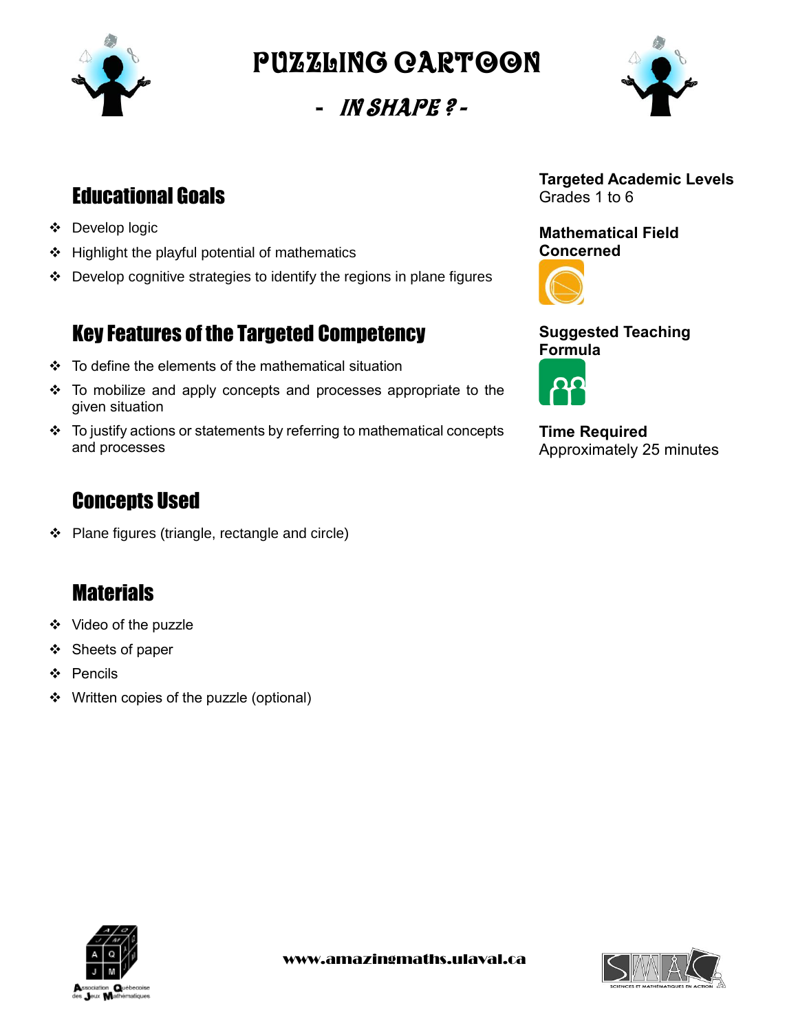# PUZZLING CARTOON

## - IN SHAPE ? -

## Educational Goals

- Develop logic
- Highlight the playful potential of mathematics
- Develop cognitive strategies to identify the regions in plane figures

## Key Features of the Targeted Competency

- To define the elements of the mathematical situation
- To mobilize and apply concepts and processes appropriate to the given situation
- To justify actions or statements by referring to mathematical concepts and processes

## Concepts Used

- Plane figures (triangle, rectangle and circle)

## Materials

- Video of the puzzle
- Sheets of paper
- Pencils
- Written copies of the puzzle (optional)

**Targeted Academic Levels**
Grades 1 to 6

**Mathematical Field Concerned**

**Suggested Teaching Formula**

**Time Required**
Approximately 25 minutes

www.amazingmaths.ulaval.ca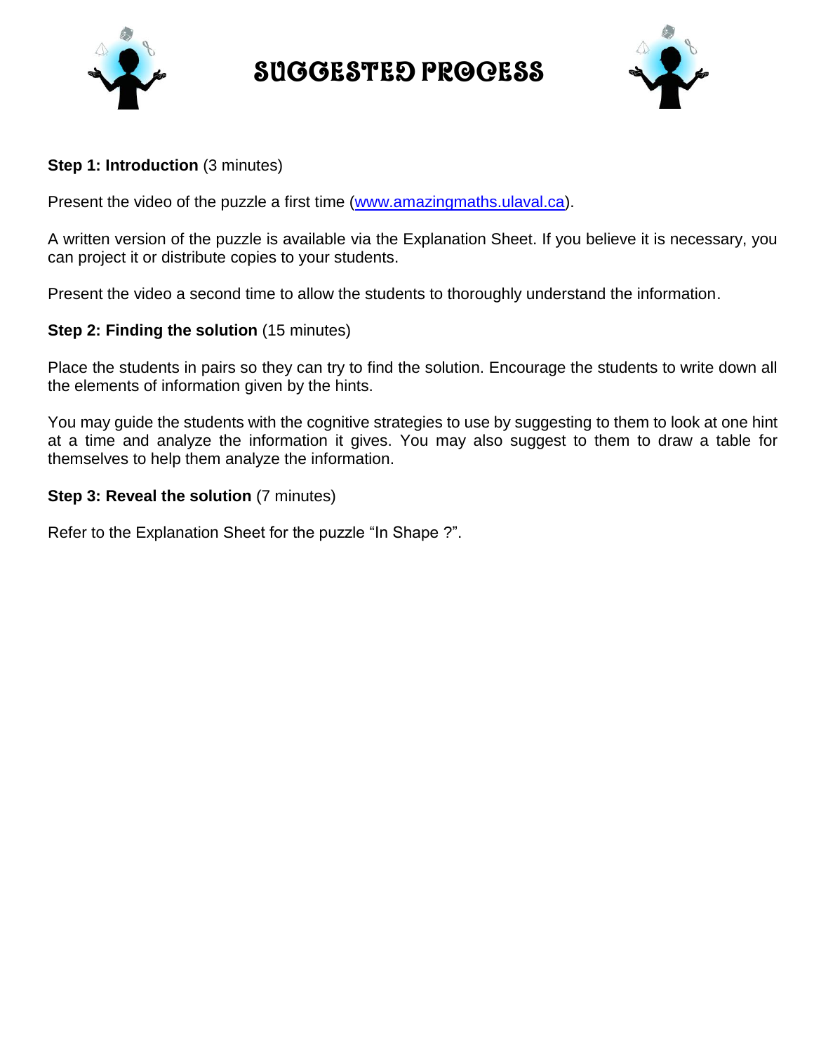# SUGGESTED PROCESS

**Step 1: Introduction** (3 minutes)

Present the video of the puzzle a first time (www.amazingmaths.ulaval.ca).

A written version of the puzzle is available via the Explanation Sheet. If you believe it is necessary, you can project it or distribute copies to your students.

Present the video a second time to allow the students to thoroughly understand the information.

**Step 2: Finding the solution** (15 minutes)

Place the students in pairs so they can try to find the solution. Encourage the students to write down all the elements of information given by the hints.

You may guide the students with the cognitive strategies to use by suggesting to them to look at one hint at a time and analyze the information it gives. You may also suggest to them to draw a table for themselves to help them analyze the information.

**Step 3: Reveal the solution** (7 minutes)

Refer to the Explanation Sheet for the puzzle “In Shape ?”.